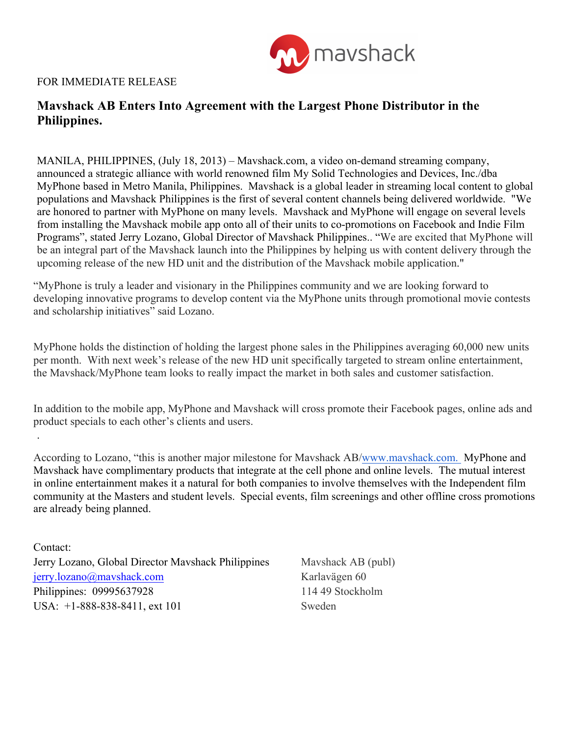mavshack

FOR IMMEDIATE RELEASE

# Mavshack AB Enters Into Agreement with the Largest Phone Distributor in the Philippines.

MANILA, PHILIPPINES, (July 18, 2013) – Mavshack.com, a video on-demand streaming company, announced a strategic alliance with world renowned film My Solid Technologies and Devices, Inc./dba MyPhone based in Metro Manila, Philippines. Mavshack is a global leader in streaming local content to global populations and Mavshack Philippines is the first of several content channels being delivered worldwide. "We are honored to partner with MyPhone on many levels. Mavshack and MyPhone will engage on several levels from installing the Mavshack mobile app onto all of their units to co-promotions on Facebook and Indie Film Programs", stated Jerry Lozano, Global Director of Mavshack Philippines.. "We are excited that MyPhone will be an integral part of the Mavshack launch into the Philippines by helping us with content delivery through the upcoming release of the new HD unit and the distribution of the Mavshack mobile application."

"MyPhone is truly a leader and visionary in the Philippines community and we are looking forward to developing innovative programs to develop content via the MyPhone units through promotional movie contests and scholarship initiatives" said Lozano.

MyPhone holds the distinction of holding the largest phone sales in the Philippines averaging 60,000 new units per month. With next week's release of the new HD unit specifically targeted to stream online entertainment, the Mavshack/MyPhone team looks to really impact the market in both sales and customer satisfaction.

In addition to the mobile app, MyPhone and Mavshack will cross promote their Facebook pages, online ads and product specials to each other's clients and users.

.

According to Lozano, "this is another major milestone for Mavshack AB/www.mavshack.com. MyPhone and Mavshack have complimentary products that integrate at the cell phone and online levels. The mutual interest in online entertainment makes it a natural for both companies to involve themselves with the Independent film community at the Masters and student levels. Special events, film screenings and other offline cross promotions are already being planned.

Contact:
Jerry Lozano, Global Director Mavshack Philippines
jerry.lozano@mavshack.com
Philippines: 09995637928
USA: +1-888-838-8411, ext 101

Mavshack AB (publ)
Karlavägen 60
114 49 Stockholm
Sweden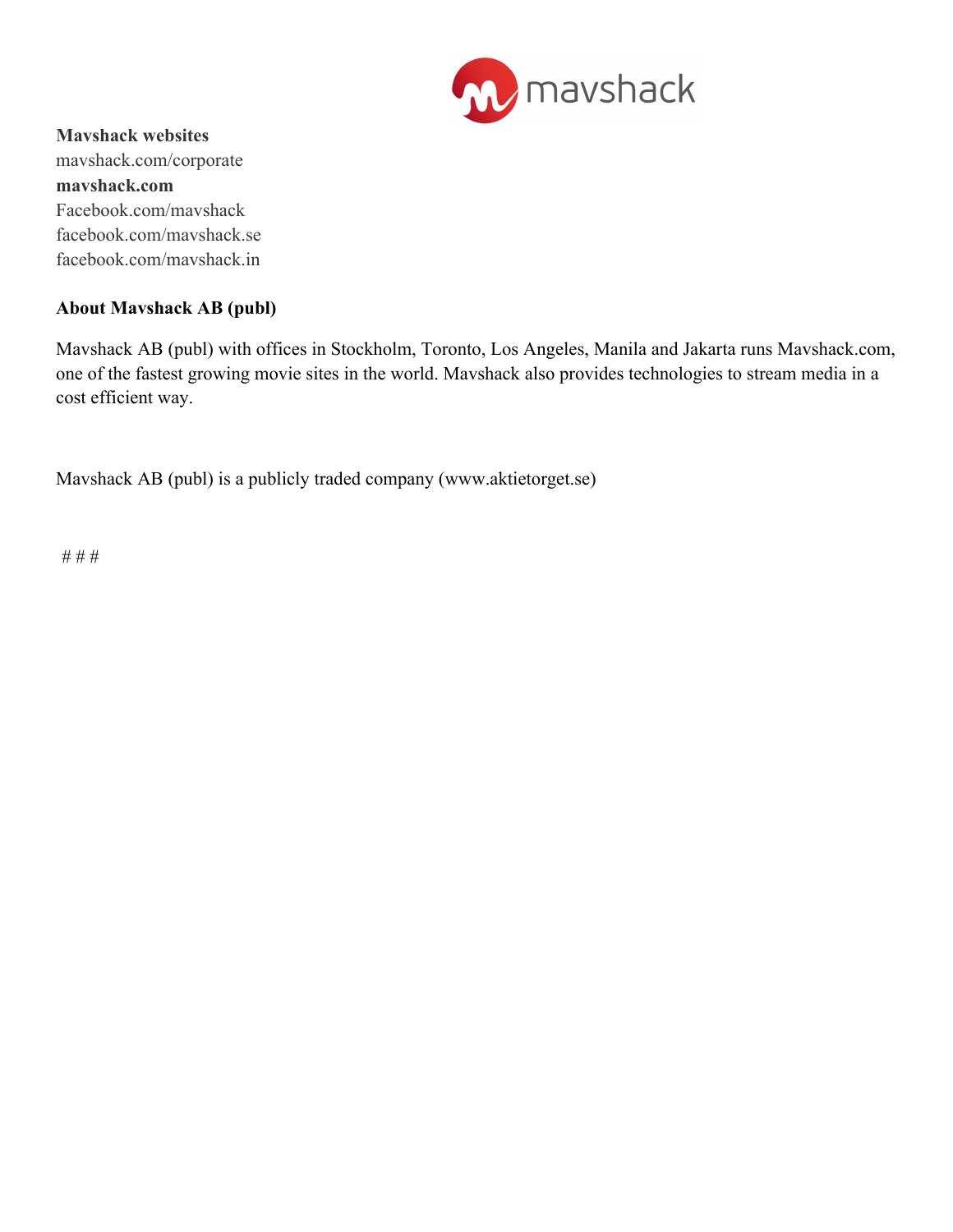**Mavshack websites**
mavshack.com/corporate
**mavshack.com**
Facebook.com/mavshack
facebook.com/mavshack.se
facebook.com/mavshack.in

**About Mavshack AB (publ)**

Mavshack AB (publ) with offices in Stockholm, Toronto, Los Angeles, Manila and Jakarta runs Mavshack.com, one of the fastest growing movie sites in the world. Mavshack also provides technologies to stream media in a cost efficient way.

Mavshack AB (publ) is a publicly traded company (www.aktietorget.se)

# # #